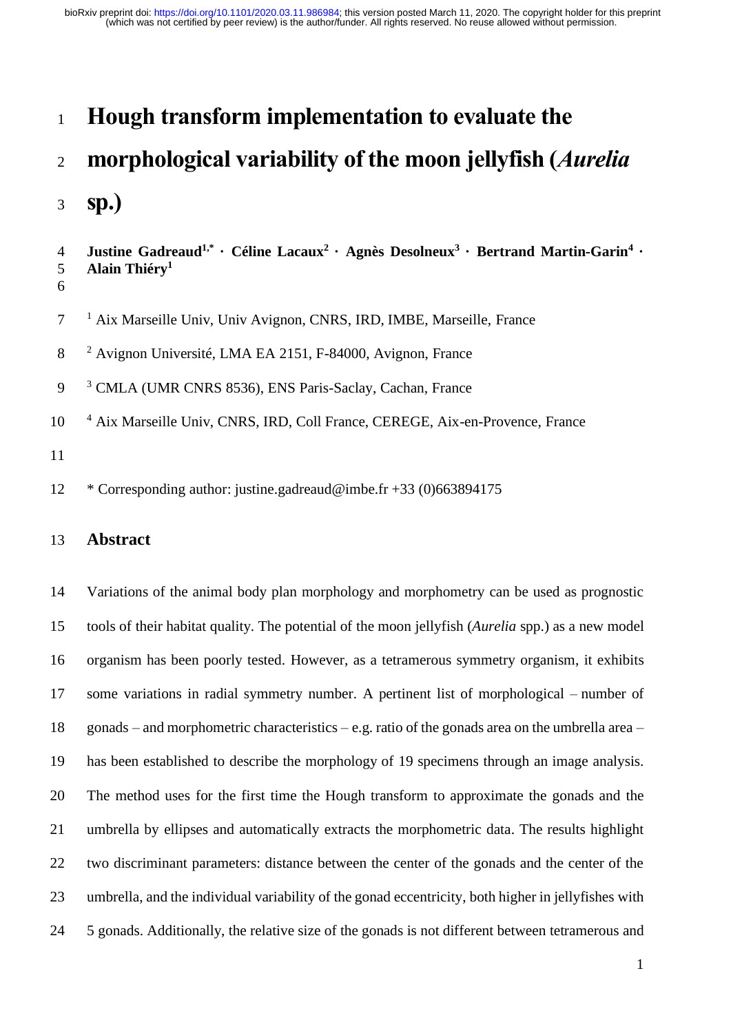# Hough transform implementation to evaluate the morphological variability of the moon jellyfish (*Aurelia* sp.)

**Justine Gadreaud[1,*] · Céline Lacaux[2] · Agnès Desolneux[3] · Bertrand Martin-Garin[4] · Alain Thiéry[1]**

[1] Aix Marseille Univ, Univ Avignon, CNRS, IRD, IMBE, Marseille, France

[2] Avignon Université, LMA EA 2151, F-84000, Avignon, France

[3] CMLA (UMR CNRS 8536), ENS Paris-Saclay, Cachan, France

[4] Aix Marseille Univ, CNRS, IRD, Coll France, CEREGE, Aix-en-Provence, France

* Corresponding author: justine.gadreaud@imbe.fr +33 (0)663894175

## Abstract

Variations of the animal body plan morphology and morphometry can be used as prognostic tools of their habitat quality. The potential of the moon jellyfish (*Aurelia* spp.) as a new model organism has been poorly tested. However, as a tetramerous symmetry organism, it exhibits some variations in radial symmetry number. A pertinent list of morphological – number of gonads – and morphometric characteristics – e.g. ratio of the gonads area on the umbrella area – has been established to describe the morphology of 19 specimens through an image analysis. The method uses for the first time the Hough transform to approximate the gonads and the umbrella by ellipses and automatically extracts the morphometric data. The results highlight two discriminant parameters: distance between the center of the gonads and the center of the umbrella, and the individual variability of the gonad eccentricity, both higher in jellyfishes with 5 gonads. Additionally, the relative size of the gonads is not different between tetramerous and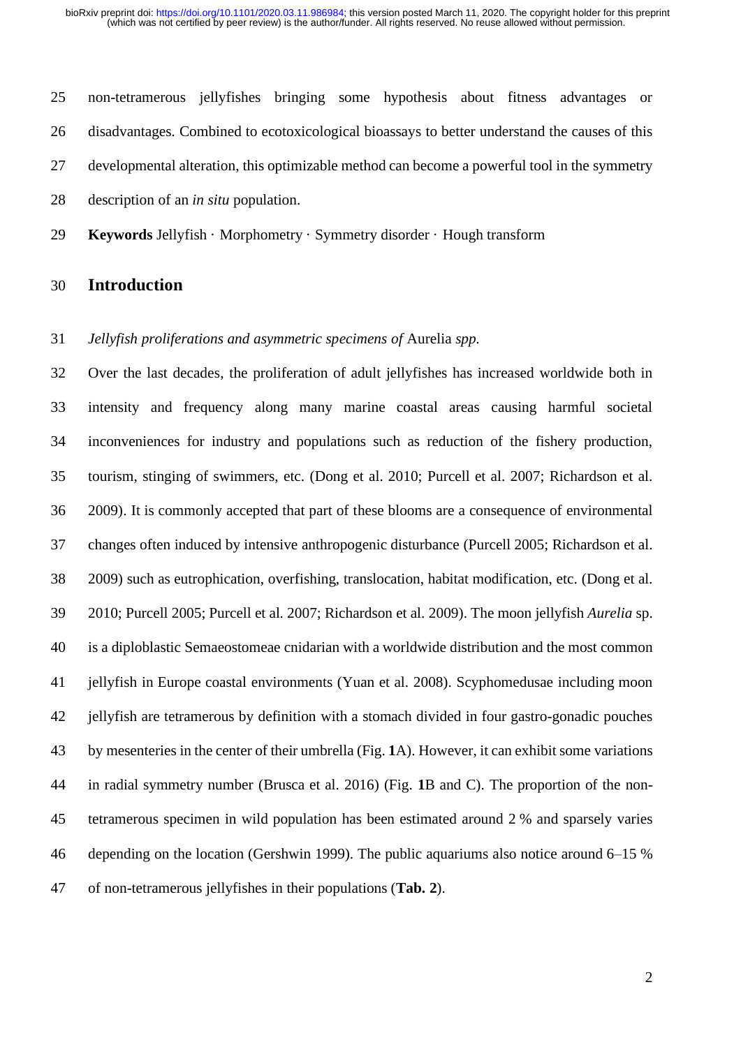non-tetramerous jellyfishes bringing some hypothesis about fitness advantages or disadvantages. Combined to ecotoxicological bioassays to better understand the causes of this developmental alteration, this optimizable method can become a powerful tool in the symmetry description of an *in situ* population.

**Keywords** Jellyfish · Morphometry · Symmetry disorder · Hough transform

## Introduction

*Jellyfish proliferations and asymmetric specimens of* Aurelia *spp.*

Over the last decades, the proliferation of adult jellyfishes has increased worldwide both in intensity and frequency along many marine coastal areas causing harmful societal inconveniences for industry and populations such as reduction of the fishery production, tourism, stinging of swimmers, etc. (Dong et al. 2010; Purcell et al. 2007; Richardson et al. 2009). It is commonly accepted that part of these blooms are a consequence of environmental changes often induced by intensive anthropogenic disturbance (Purcell 2005; Richardson et al. 2009) such as eutrophication, overfishing, translocation, habitat modification, etc. (Dong et al. 2010; Purcell 2005; Purcell et al. 2007; Richardson et al. 2009). The moon jellyfish *Aurelia* sp. is a diploblastic Semaeostomeae cnidarian with a worldwide distribution and the most common jellyfish in Europe coastal environments (Yuan et al. 2008). Scyphomedusae including moon jellyfish are tetramerous by definition with a stomach divided in four gastro-gonadic pouches by mesenteries in the center of their umbrella (Fig. **1**A). However, it can exhibit some variations in radial symmetry number (Brusca et al. 2016) (Fig. **1**B and C). The proportion of the non-tetramerous specimen in wild population has been estimated around 2 % and sparsely varies depending on the location (Gershwin 1999). The public aquariums also notice around 6–15 % of non-tetramerous jellyfishes in their populations (**Tab. 2**).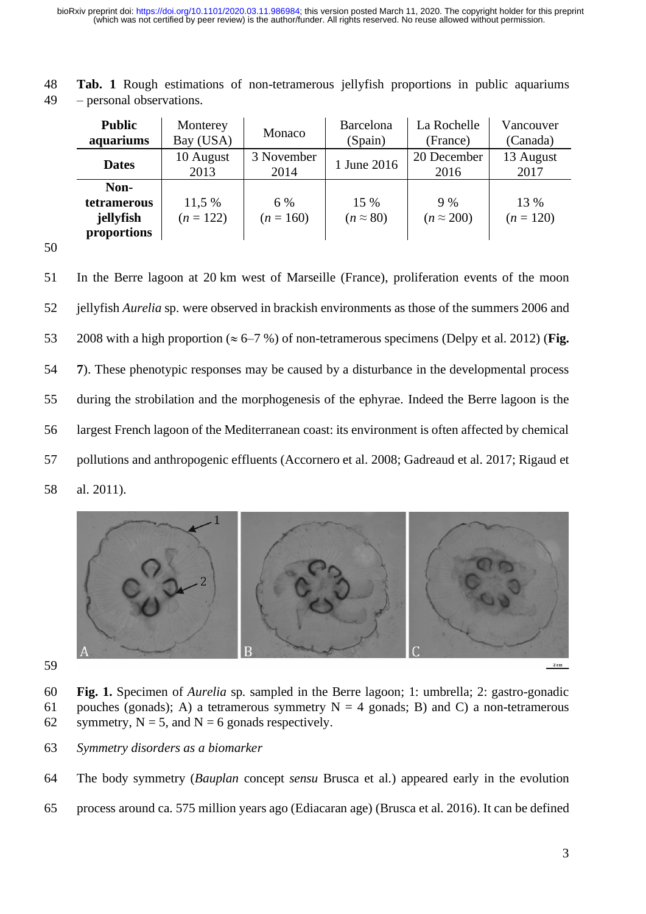**Tab. 1** Rough estimations of non-tetramerous jellyfish proportions in public aquariums – personal observations.

| **Public aquariums** | Monterey Bay (USA) | Monaco | Barcelona (Spain) | La Rochelle (France) | Vancouver (Canada) |
|---|---|---|---|---|---|
| **Dates** | 10 August 2013 | 3 November 2014 | 1 June 2016 | 20 December 2016 | 13 August 2017 |
| **Non-tetramerous jellyfish proportions** | 11,5 % ($n$ = 122) | 6 % ($n$ = 160) | 15 % ($n$ ≈ 80) | 9 % ($n$ ≈ 200) | 13 % ($n$ = 120) |

In the Berre lagoon at 20 km west of Marseille (France), proliferation events of the moon jellyfish *Aurelia* sp. were observed in brackish environments as those of the summers 2006 and 2008 with a high proportion (≈ 6–7 %) of non-tetramerous specimens (Delpy et al. 2012) (**Fig. 7**). These phenotypic responses may be caused by a disturbance in the developmental process during the strobilation and the morphogenesis of the ephyrae. Indeed the Berre lagoon is the largest French lagoon of the Mediterranean coast: its environment is often affected by chemical pollutions and anthropogenic effluents (Accornero et al. 2008; Gadreaud et al. 2017; Rigaud et al. 2011).

**Fig. 1.** Specimen of *Aurelia* sp. sampled in the Berre lagoon; 1: umbrella; 2: gastro-gonadic pouches (gonads); A) a tetramerous symmetry N = 4 gonads; B) and C) a non-tetramerous symmetry, N = 5, and N = 6 gonads respectively.

*Symmetry disorders as a biomarker*

The body symmetry (*Bauplan* concept *sensu* Brusca et al.) appeared early in the evolution process around ca. 575 million years ago (Ediacaran age) (Brusca et al. 2016). It can be defined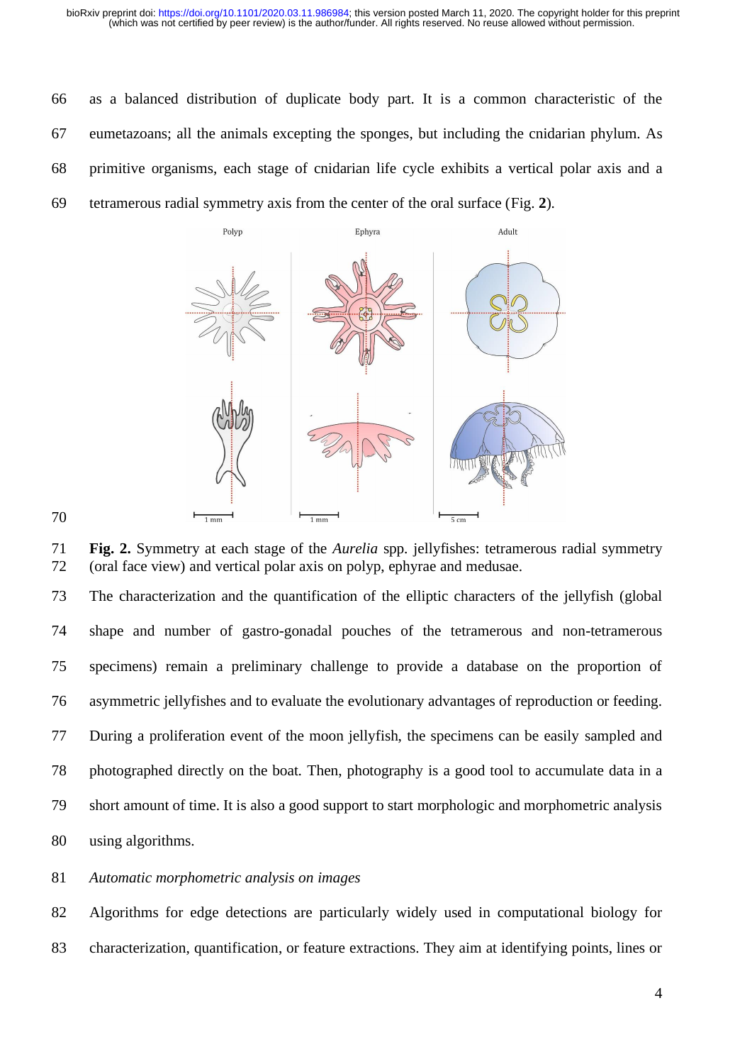as a balanced distribution of duplicate body part. It is a common characteristic of the eumetazoans; all the animals excepting the sponges, but including the cnidarian phylum. As primitive organisms, each stage of cnidarian life cycle exhibits a vertical polar axis and a tetramerous radial symmetry axis from the center of the oral surface (Fig. **2**).

**Fig. 2.** Symmetry at each stage of the *Aurelia* spp. jellyfishes: tetramerous radial symmetry (oral face view) and vertical polar axis on polyp, ephyrae and medusae.

The characterization and the quantification of the elliptic characters of the jellyfish (global shape and number of gastro-gonadal pouches of the tetramerous and non-tetramerous specimens) remain a preliminary challenge to provide a database on the proportion of asymmetric jellyfishes and to evaluate the evolutionary advantages of reproduction or feeding. During a proliferation event of the moon jellyfish, the specimens can be easily sampled and photographed directly on the boat. Then, photography is a good tool to accumulate data in a short amount of time. It is also a good support to start morphologic and morphometric analysis using algorithms.

*Automatic morphometric analysis on images*

Algorithms for edge detections are particularly widely used in computational biology for characterization, quantification, or feature extractions. They aim at identifying points, lines or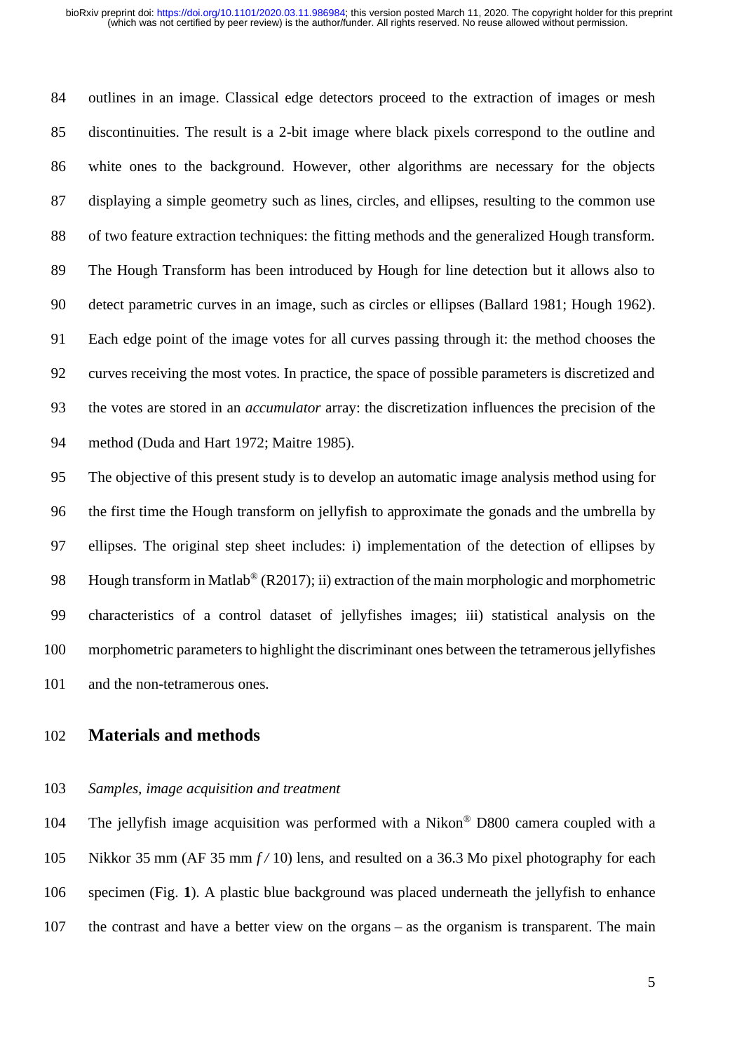outlines in an image. Classical edge detectors proceed to the extraction of images or mesh discontinuities. The result is a 2-bit image where black pixels correspond to the outline and white ones to the background. However, other algorithms are necessary for the objects displaying a simple geometry such as lines, circles, and ellipses, resulting to the common use of two feature extraction techniques: the fitting methods and the generalized Hough transform. The Hough Transform has been introduced by Hough for line detection but it allows also to detect parametric curves in an image, such as circles or ellipses (Ballard 1981; Hough 1962). Each edge point of the image votes for all curves passing through it: the method chooses the curves receiving the most votes. In practice, the space of possible parameters is discretized and the votes are stored in an *accumulator* array: the discretization influences the precision of the method (Duda and Hart 1972; Maitre 1985).

The objective of this present study is to develop an automatic image analysis method using for the first time the Hough transform on jellyfish to approximate the gonads and the umbrella by ellipses. The original step sheet includes: i) implementation of the detection of ellipses by Hough transform in Matlab® (R2017); ii) extraction of the main morphologic and morphometric characteristics of a control dataset of jellyfishes images; iii) statistical analysis on the morphometric parameters to highlight the discriminant ones between the tetramerous jellyfishes and the non-tetramerous ones.

## Materials and methods

### *Samples, image acquisition and treatment*

The jellyfish image acquisition was performed with a Nikon® D800 camera coupled with a Nikkor 35 mm (AF 35 mm *f* / 10) lens, and resulted on a 36.3 Mo pixel photography for each specimen (Fig. **1**). A plastic blue background was placed underneath the jellyfish to enhance the contrast and have a better view on the organs – as the organism is transparent. The main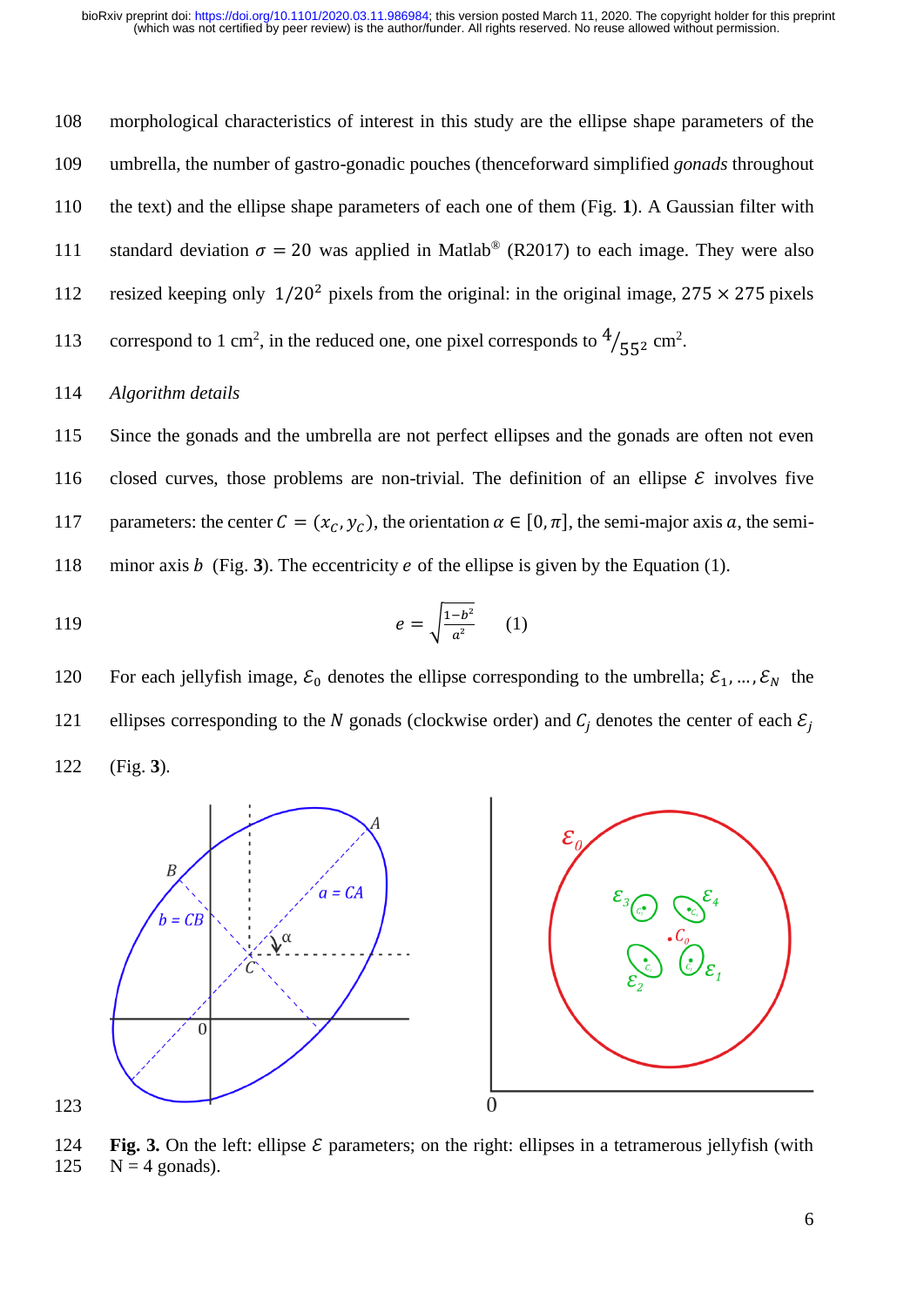morphological characteristics of interest in this study are the ellipse shape parameters of the umbrella, the number of gastro-gonadic pouches (thenceforward simplified *gonads* throughout the text) and the ellipse shape parameters of each one of them (Fig. **1**). A Gaussian filter with standard deviation $\sigma = 20$ was applied in Matlab® (R2017) to each image. They were also resized keeping only $1/20^2$ pixels from the original: in the original image, $275 \times 275$ pixels correspond to 1 cm², in the reduced one, one pixel corresponds to $^4/_{55^2}$ cm².

*Algorithm details*

Since the gonads and the umbrella are not perfect ellipses and the gonads are often not even closed curves, those problems are non-trivial. The definition of an ellipse $\mathcal{E}$ involves five parameters: the center $C = (x_C, y_C)$, the orientation $\alpha \in [0, \pi]$, the semi-major axis $a$, the semi-minor axis $b$ (Fig. **3**). The eccentricity $e$ of the ellipse is given by the Equation (1).

$$e = \sqrt{\frac{1-b^2}{a^2}} \qquad (1)$$

For each jellyfish image, $\mathcal{E}_0$ denotes the ellipse corresponding to the umbrella; $\mathcal{E}_1, \ldots, \mathcal{E}_N$ the ellipses corresponding to the $N$ gonads (clockwise order) and $C_j$ denotes the center of each $\mathcal{E}_j$ (Fig. **3**).

**Fig. 3.** On the left: ellipse $\mathcal{E}$ parameters; on the right: ellipses in a tetramerous jellyfish (with N = 4 gonads).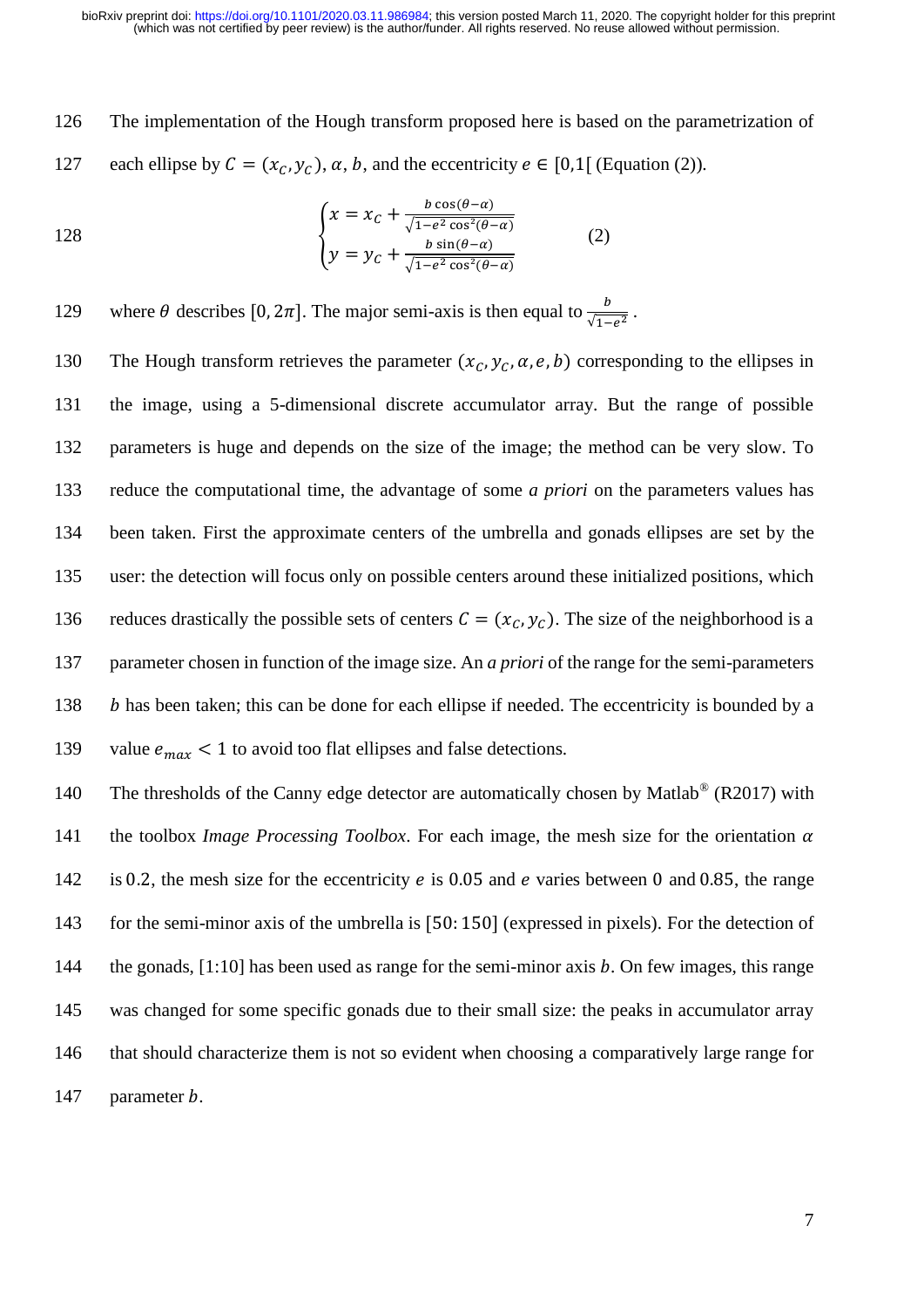The implementation of the Hough transform proposed here is based on the parametrization of each ellipse by $C = (x_C, y_C)$, $\alpha$, $b$, and the eccentricity $e \in [0,1[$ (Equation (2)).

$$\begin{cases} x = x_C + \frac{b\cos(\theta-\alpha)}{\sqrt{1-e^2\cos^2(\theta-\alpha)}} \\ y = y_C + \frac{b\sin(\theta-\alpha)}{\sqrt{1-e^2\cos^2(\theta-\alpha)}} \end{cases} \qquad (2)$$

where $\theta$ describes $[0, 2\pi]$. The major semi-axis is then equal to $\frac{b}{\sqrt{1-e^2}}$.

The Hough transform retrieves the parameter $(x_C, y_C, \alpha, e, b)$ corresponding to the ellipses in the image, using a 5-dimensional discrete accumulator array. But the range of possible parameters is huge and depends on the size of the image; the method can be very slow. To reduce the computational time, the advantage of some *a priori* on the parameters values has been taken. First the approximate centers of the umbrella and gonads ellipses are set by the user: the detection will focus only on possible centers around these initialized positions, which reduces drastically the possible sets of centers $C = (x_C, y_C)$. The size of the neighborhood is a parameter chosen in function of the image size. An *a priori* of the range for the semi-parameters $b$ has been taken; this can be done for each ellipse if needed. The eccentricity is bounded by a value $e_{max} < 1$ to avoid too flat ellipses and false detections.

The thresholds of the Canny edge detector are automatically chosen by Matlab® (R2017) with the toolbox *Image Processing Toolbox*. For each image, the mesh size for the orientation $\alpha$ is $0.2$, the mesh size for the eccentricity $e$ is $0.05$ and $e$ varies between $0$ and $0.85$, the range for the semi-minor axis of the umbrella is $[50{:}\,150]$ (expressed in pixels). For the detection of the gonads, [1:10] has been used as range for the semi-minor axis $b$. On few images, this range was changed for some specific gonads due to their small size: the peaks in accumulator array that should characterize them is not so evident when choosing a comparatively large range for parameter $b$.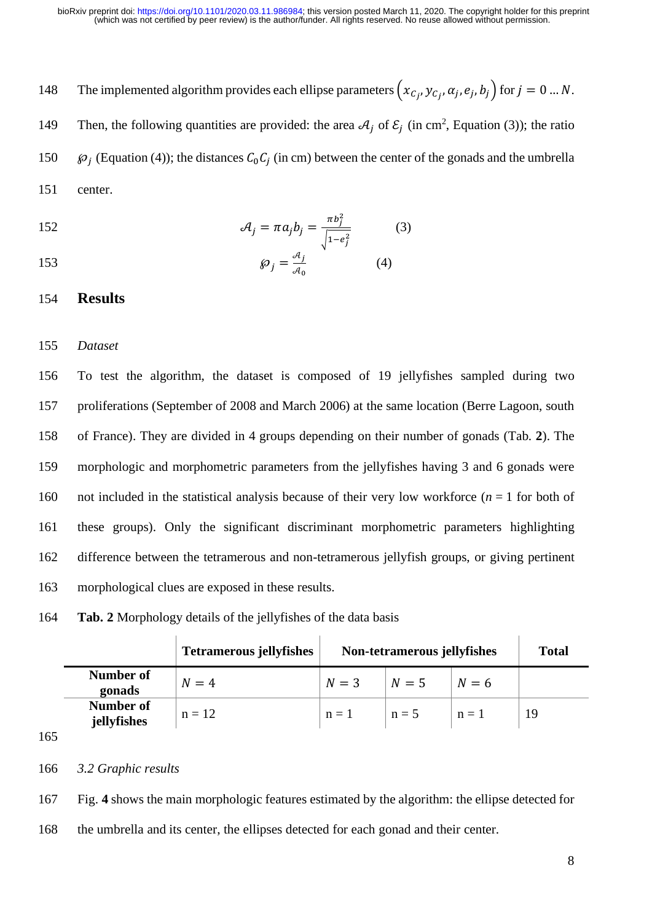The implemented algorithm provides each ellipse parameters $\left(x_{C_j}, y_{C_j}, \alpha_j, e_j, b_j\right)$ for $j = 0 \dots N$. Then, the following quantities are provided: the area $\mathcal{A}_j$ of $\mathcal{E}_j$ (in cm$^2$, Equation (3)); the ratio $\wp_j$ (Equation (4)); the distances $C_0C_j$ (in cm) between the center of the gonads and the umbrella center.

$$\mathcal{A}_j = \pi a_j b_j = \frac{\pi b_j^2}{\sqrt{1-e_j^2}} \qquad (3)$$

$$\wp_j = \frac{\mathcal{A}_j}{\mathcal{A}_0} \qquad (4)$$

## Results

### *Dataset*

To test the algorithm, the dataset is composed of 19 jellyfishes sampled during two proliferations (September of 2008 and March 2006) at the same location (Berre Lagoon, south of France). They are divided in 4 groups depending on their number of gonads (Tab. **2**). The morphologic and morphometric parameters from the jellyfishes having 3 and 6 gonads were not included in the statistical analysis because of their very low workforce ($n = 1$ for both of these groups). Only the significant discriminant morphometric parameters highlighting difference between the tetramerous and non-tetramerous jellyfish groups, or giving pertinent morphological clues are exposed in these results.

**Tab. 2** Morphology details of the jellyfishes of the data basis

| | **Tetramerous jellyfishes** | **Non-tetramerous jellyfishes** | | | **Total** |
|---|---|---|---|---|---|
| **Number of gonads** | $N = 4$ | $N = 3$ | $N = 5$ | $N = 6$ | |
| **Number of jellyfishes** | n = 12 | n = 1 | n = 5 | n = 1 | 19 |

### *3.2 Graphic results*

Fig. **4** shows the main morphologic features estimated by the algorithm: the ellipse detected for the umbrella and its center, the ellipses detected for each gonad and their center.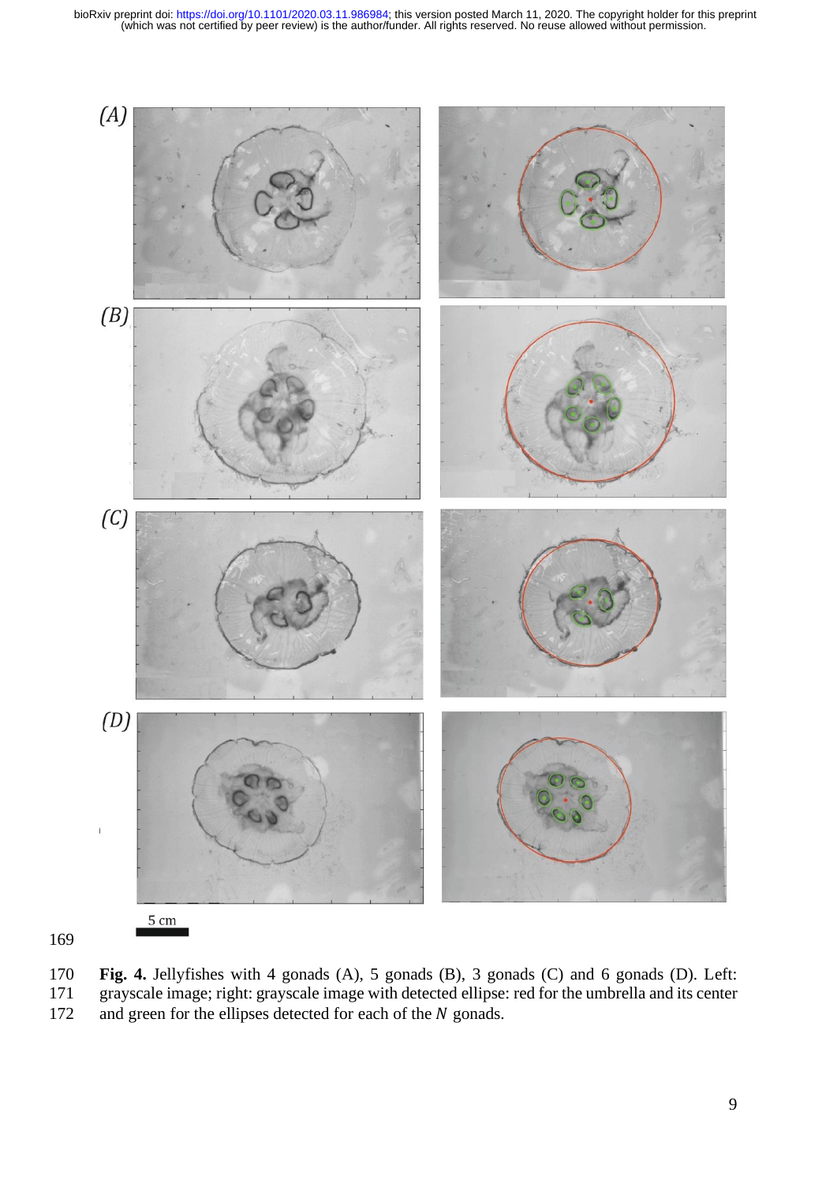**Fig. 4.** Jellyfishes with 4 gonads (A), 5 gonads (B), 3 gonads (C) and 6 gonads (D). Left: grayscale image; right: grayscale image with detected ellipse: red for the umbrella and its center and green for the ellipses detected for each of the $N$ gonads.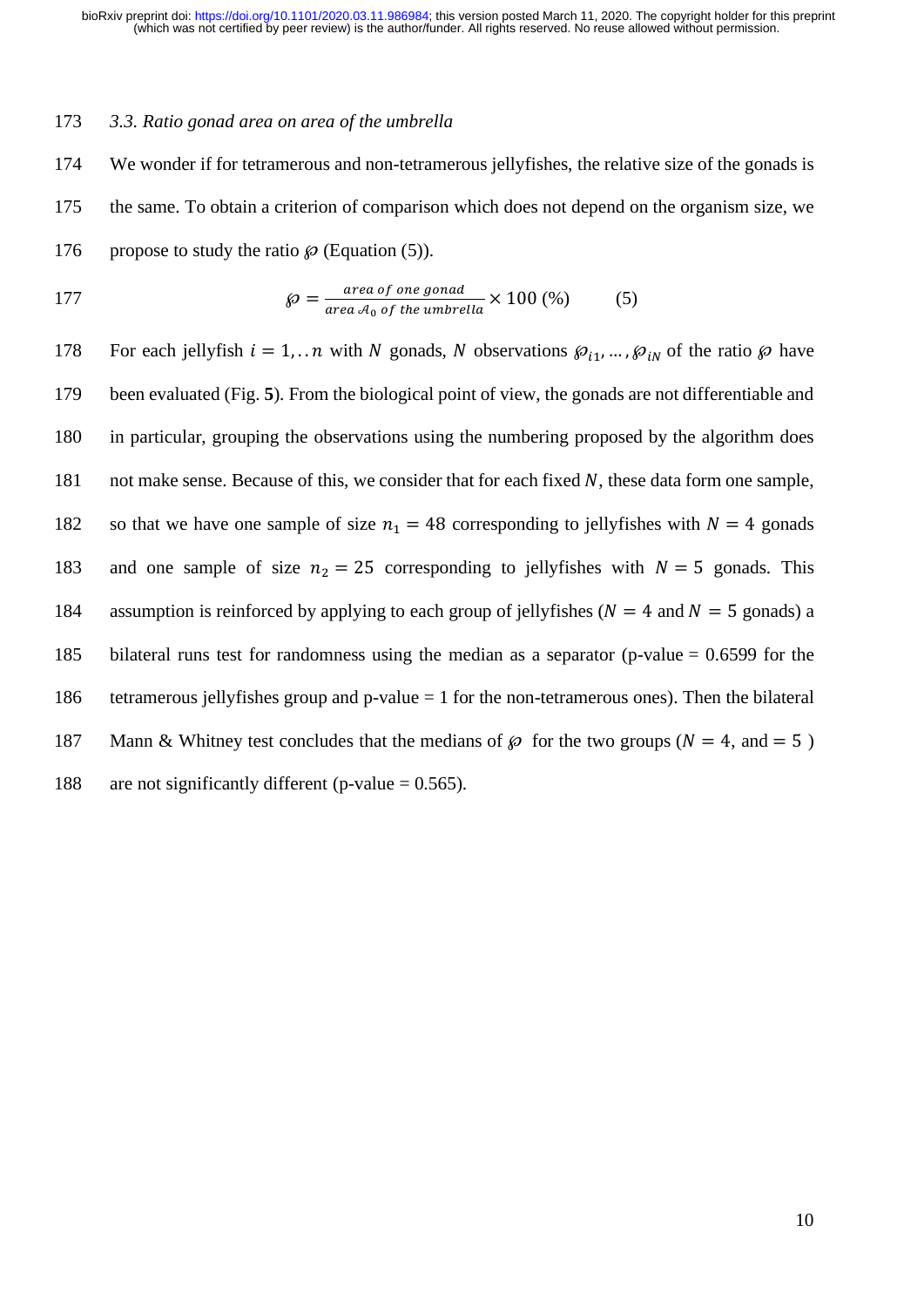### 3.3. Ratio gonad area on area of the umbrella

We wonder if for tetramerous and non-tetramerous jellyfishes, the relative size of the gonads is the same. To obtain a criterion of comparison which does not depend on the organism size, we propose to study the ratio $\wp$ (Equation (5)).

$$\wp = \frac{area\ of\ one\ gonad}{area\ \mathcal{A}_0\ of\ the\ umbrella} \times 100\ (\%) \qquad (5)$$

For each jellyfish $i = 1, .. n$ with $N$ gonads, $N$ observations $\wp_{i1}, \dots, \wp_{iN}$ of the ratio $\wp$ have been evaluated (Fig. **5**). From the biological point of view, the gonads are not differentiable and in particular, grouping the observations using the numbering proposed by the algorithm does not make sense. Because of this, we consider that for each fixed $N$, these data form one sample, so that we have one sample of size $n_1 = 48$ corresponding to jellyfishes with $N = 4$ gonads and one sample of size $n_2 = 25$ corresponding to jellyfishes with $N = 5$ gonads. This assumption is reinforced by applying to each group of jellyfishes ($N = 4$ and $N = 5$ gonads) a bilateral runs test for randomness using the median as a separator (p-value = 0.6599 for the tetramerous jellyfishes group and p-value = 1 for the non-tetramerous ones). Then the bilateral Mann & Whitney test concludes that the medians of $\wp$ for the two groups ($N = 4$, and $= 5$ ) are not significantly different (p-value = 0.565).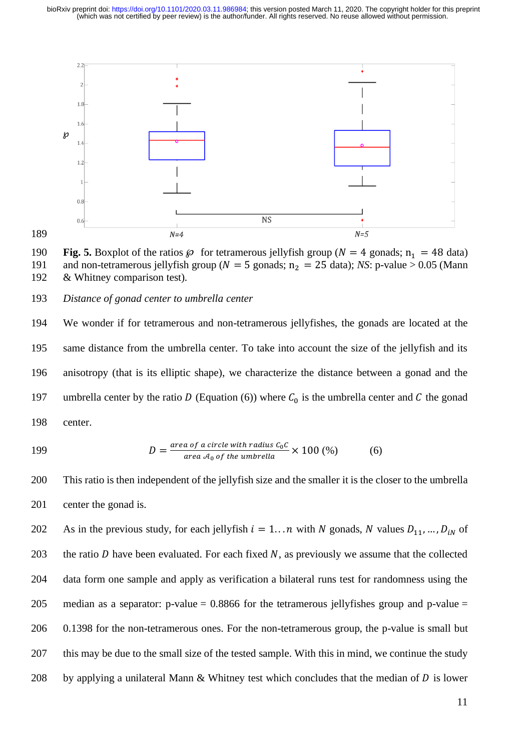**Fig. 5.** Boxplot of the ratios $\wp$ for tetramerous jellyfish group ($N = 4$ gonads; $n_1 = 48$ data) and non-tetramerous jellyfish group ($N = 5$ gonads; $n_2 = 25$ data); *NS*: p-value > 0.05 (Mann & Whitney comparison test).

*Distance of gonad center to umbrella center*

We wonder if for tetramerous and non-tetramerous jellyfishes, the gonads are located at the same distance from the umbrella center. To take into account the size of the jellyfish and its anisotropy (that is its elliptic shape), we characterize the distance between a gonad and the umbrella center by the ratio $D$ (Equation (6)) where $C_0$ is the umbrella center and $C$ the gonad center.

$$D = \frac{area\ of\ a\ circle\ with\ radius\ C_0C}{area\ \mathcal{A}_0\ of\ the\ umbrella} \times 100\ (\%) \qquad (6)$$

This ratio is then independent of the jellyfish size and the smaller it is the closer to the umbrella center the gonad is.

As in the previous study, for each jellyfish $i = 1 \ldots n$ with $N$ gonads, $N$ values $D_{11}, \ldots, D_{iN}$ of the ratio $D$ have been evaluated. For each fixed $N$, as previously we assume that the collected data form one sample and apply as verification a bilateral runs test for randomness using the median as a separator: p-value = 0.8866 for the tetramerous jellyfishes group and p-value = 0.1398 for the non-tetramerous ones. For the non-tetramerous group, the p-value is small but this may be due to the small size of the tested sample. With this in mind, we continue the study by applying a unilateral Mann & Whitney test which concludes that the median of $D$ is lower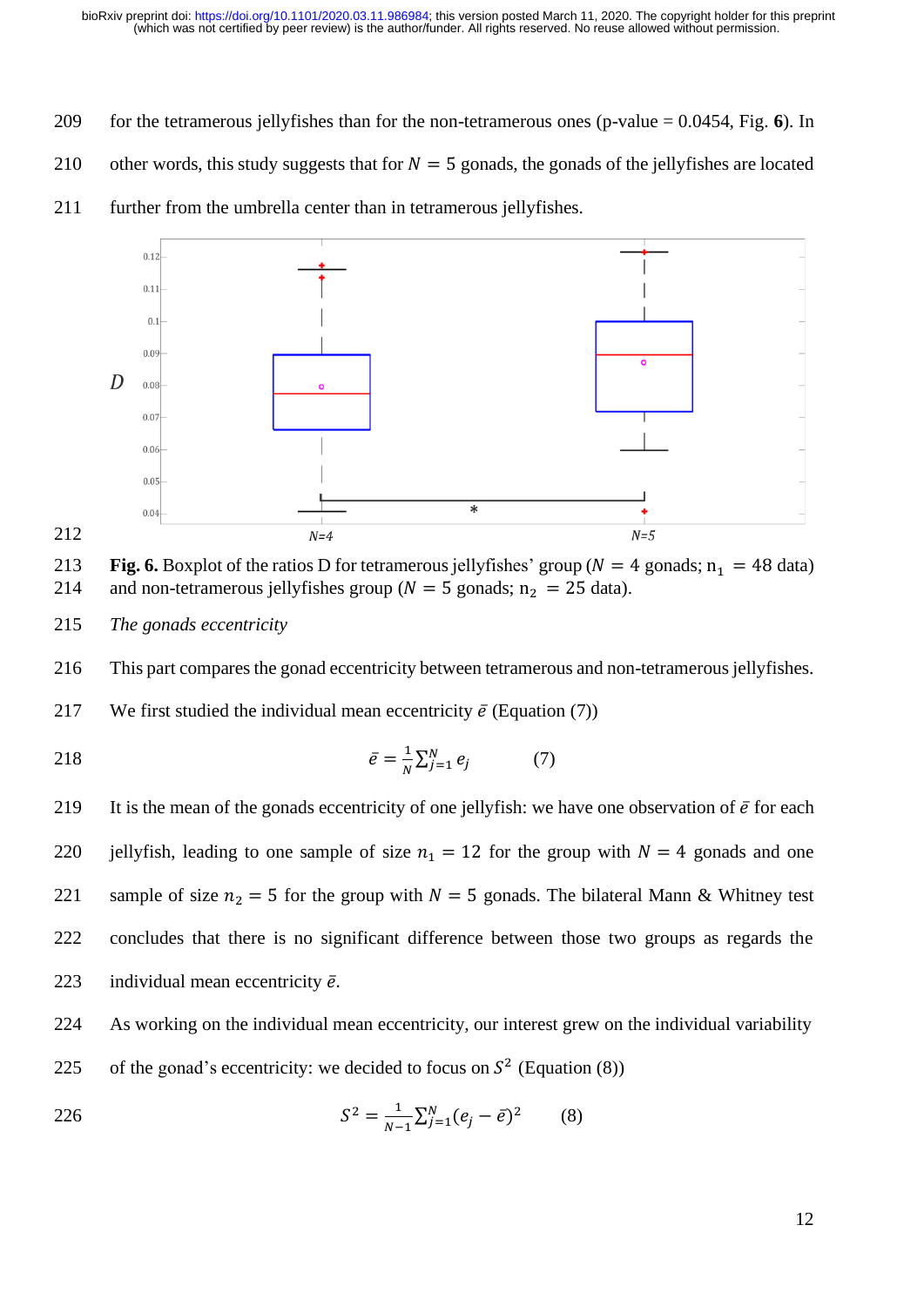for the tetramerous jellyfishes than for the non-tetramerous ones (p-value = 0.0454, Fig. **6**). In other words, this study suggests that for $N = 5$ gonads, the gonads of the jellyfishes are located further from the umbrella center than in tetramerous jellyfishes.

**Fig. 6.** Boxplot of the ratios D for tetramerous jellyfishes' group ($N = 4$ gonads; $n_1 = 48$ data) and non-tetramerous jellyfishes group ($N = 5$ gonads; $n_2 = 25$ data).

*The gonads eccentricity*

This part compares the gonad eccentricity between tetramerous and non-tetramerous jellyfishes. We first studied the individual mean eccentricity $\bar{e}$ (Equation (7))

$$\bar{e} = \frac{1}{N}\sum_{j=1}^{N} e_j \qquad (7)$$

It is the mean of the gonads eccentricity of one jellyfish: we have one observation of $\bar{e}$ for each jellyfish, leading to one sample of size $n_1 = 12$ for the group with $N = 4$ gonads and one sample of size $n_2 = 5$ for the group with $N = 5$ gonads. The bilateral Mann & Whitney test concludes that there is no significant difference between those two groups as regards the individual mean eccentricity $\bar{e}$.

As working on the individual mean eccentricity, our interest grew on the individual variability of the gonad's eccentricity: we decided to focus on $S^2$ (Equation (8))

$$S^2 = \frac{1}{N-1}\sum_{j=1}^{N}(e_j - \bar{e})^2 \qquad (8)$$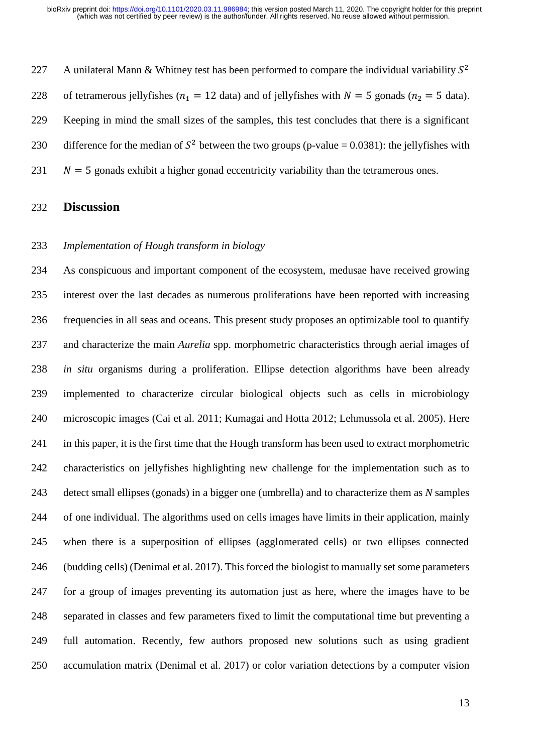A unilateral Mann & Whitney test has been performed to compare the individual variability $S^2$ of tetramerous jellyfishes ($n_1 = 12$ data) and of jellyfishes with $N = 5$ gonads ($n_2 = 5$ data). Keeping in mind the small sizes of the samples, this test concludes that there is a significant difference for the median of $S^2$ between the two groups (p-value = 0.0381): the jellyfishes with $N = 5$ gonads exhibit a higher gonad eccentricity variability than the tetramerous ones.

## Discussion

### *Implementation of Hough transform in biology*

As conspicuous and important component of the ecosystem, medusae have received growing interest over the last decades as numerous proliferations have been reported with increasing frequencies in all seas and oceans. This present study proposes an optimizable tool to quantify and characterize the main *Aurelia* spp. morphometric characteristics through aerial images of *in situ* organisms during a proliferation. Ellipse detection algorithms have been already implemented to characterize circular biological objects such as cells in microbiology microscopic images (Cai et al. 2011; Kumagai and Hotta 2012; Lehmussola et al. 2005). Here in this paper, it is the first time that the Hough transform has been used to extract morphometric characteristics on jellyfishes highlighting new challenge for the implementation such as to detect small ellipses (gonads) in a bigger one (umbrella) and to characterize them as *N* samples of one individual. The algorithms used on cells images have limits in their application, mainly when there is a superposition of ellipses (agglomerated cells) or two ellipses connected (budding cells) (Denimal et al. 2017). This forced the biologist to manually set some parameters for a group of images preventing its automation just as here, where the images have to be separated in classes and few parameters fixed to limit the computational time but preventing a full automation. Recently, few authors proposed new solutions such as using gradient accumulation matrix (Denimal et al. 2017) or color variation detections by a computer vision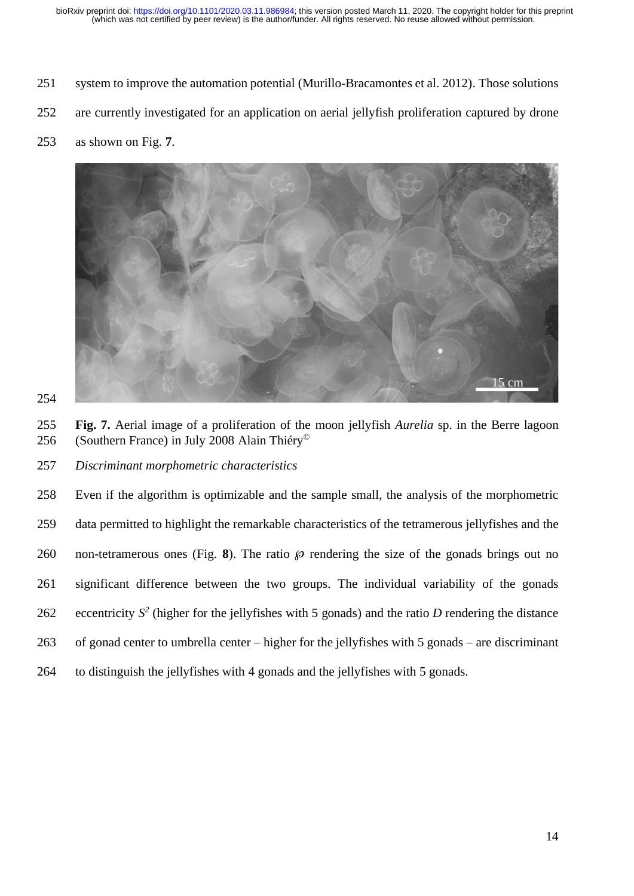system to improve the automation potential (Murillo-Bracamontes et al. 2012). Those solutions are currently investigated for an application on aerial jellyfish proliferation captured by drone as shown on Fig. **7**.

**Fig. 7.** Aerial image of a proliferation of the moon jellyfish *Aurelia* sp. in the Berre lagoon (Southern France) in July 2008 Alain Thiéry©

*Discriminant morphometric characteristics*

Even if the algorithm is optimizable and the sample small, the analysis of the morphometric data permitted to highlight the remarkable characteristics of the tetramerous jellyfishes and the non-tetramerous ones (Fig. **8**). The ratio $\wp$ rendering the size of the gonads brings out no significant difference between the two groups. The individual variability of the gonads eccentricity $S^2$ (higher for the jellyfishes with 5 gonads) and the ratio $D$ rendering the distance of gonad center to umbrella center – higher for the jellyfishes with 5 gonads – are discriminant to distinguish the jellyfishes with 4 gonads and the jellyfishes with 5 gonads.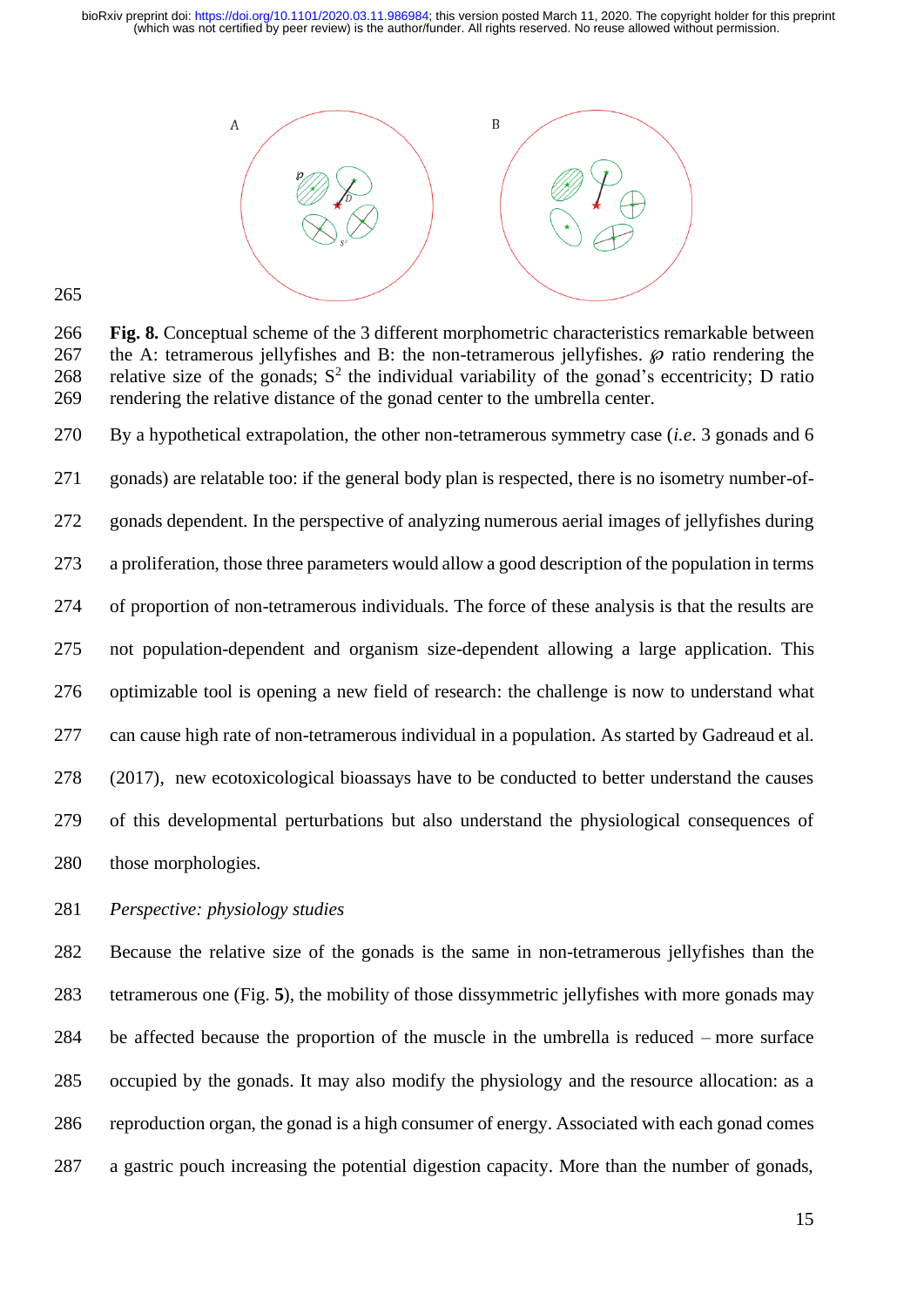**Fig. 8.** Conceptual scheme of the 3 different morphometric characteristics remarkable between the A: tetramerous jellyfishes and B: the non-tetramerous jellyfishes. ℘ ratio rendering the relative size of the gonads; $S^2$ the individual variability of the gonad's eccentricity; D ratio rendering the relative distance of the gonad center to the umbrella center.

By a hypothetical extrapolation, the other non-tetramerous symmetry case (*i.e*. 3 gonads and 6 gonads) are relatable too: if the general body plan is respected, there is no isometry number-of-gonads dependent. In the perspective of analyzing numerous aerial images of jellyfishes during a proliferation, those three parameters would allow a good description of the population in terms of proportion of non-tetramerous individuals. The force of these analysis is that the results are not population-dependent and organism size-dependent allowing a large application. This optimizable tool is opening a new field of research: the challenge is now to understand what can cause high rate of non-tetramerous individual in a population. As started by Gadreaud et al. (2017), new ecotoxicological bioassays have to be conducted to better understand the causes of this developmental perturbations but also understand the physiological consequences of those morphologies.

*Perspective: physiology studies*

Because the relative size of the gonads is the same in non-tetramerous jellyfishes than the tetramerous one (Fig. **5**), the mobility of those dissymmetric jellyfishes with more gonads may be affected because the proportion of the muscle in the umbrella is reduced – more surface occupied by the gonads. It may also modify the physiology and the resource allocation: as a reproduction organ, the gonad is a high consumer of energy. Associated with each gonad comes a gastric pouch increasing the potential digestion capacity. More than the number of gonads,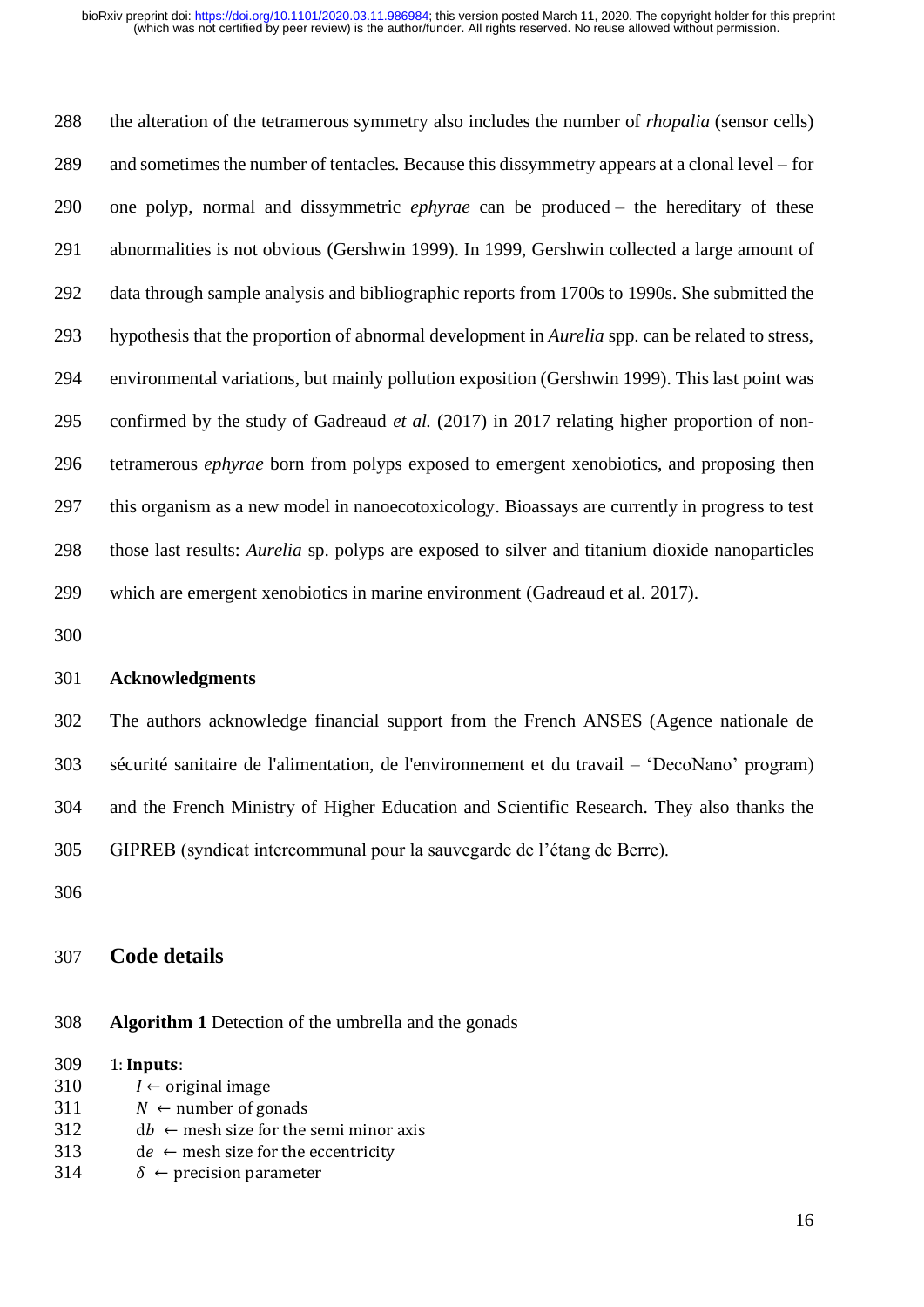the alteration of the tetramerous symmetry also includes the number of *rhopalia* (sensor cells) and sometimes the number of tentacles. Because this dissymmetry appears at a clonal level – for one polyp, normal and dissymmetric *ephyrae* can be produced – the hereditary of these abnormalities is not obvious (Gershwin 1999). In 1999, Gershwin collected a large amount of data through sample analysis and bibliographic reports from 1700s to 1990s. She submitted the hypothesis that the proportion of abnormal development in *Aurelia* spp. can be related to stress, environmental variations, but mainly pollution exposition (Gershwin 1999). This last point was confirmed by the study of Gadreaud *et al.* (2017) in 2017 relating higher proportion of non-tetramerous *ephyrae* born from polyps exposed to emergent xenobiotics, and proposing then this organism as a new model in nanoecotoxicology. Bioassays are currently in progress to test those last results: *Aurelia* sp. polyps are exposed to silver and titanium dioxide nanoparticles which are emergent xenobiotics in marine environment (Gadreaud et al. 2017).

**Acknowledgments**

The authors acknowledge financial support from the French ANSES (Agence nationale de sécurité sanitaire de l'alimentation, de l'environnement et du travail – 'DecoNano' program) and the French Ministry of Higher Education and Scientific Research. They also thanks the GIPREB (syndicat intercommunal pour la sauvegarde de l'étang de Berre).

## Code details

**Algorithm 1** Detection of the umbrella and the gonads

1: **Inputs**:
   $I \leftarrow$ original image
   $N \leftarrow$ number of gonads
   $\mathrm{d}b \leftarrow$ mesh size for the semi minor axis
   $\mathrm{d}e \leftarrow$ mesh size for the eccentricity
   $\delta \leftarrow$ precision parameter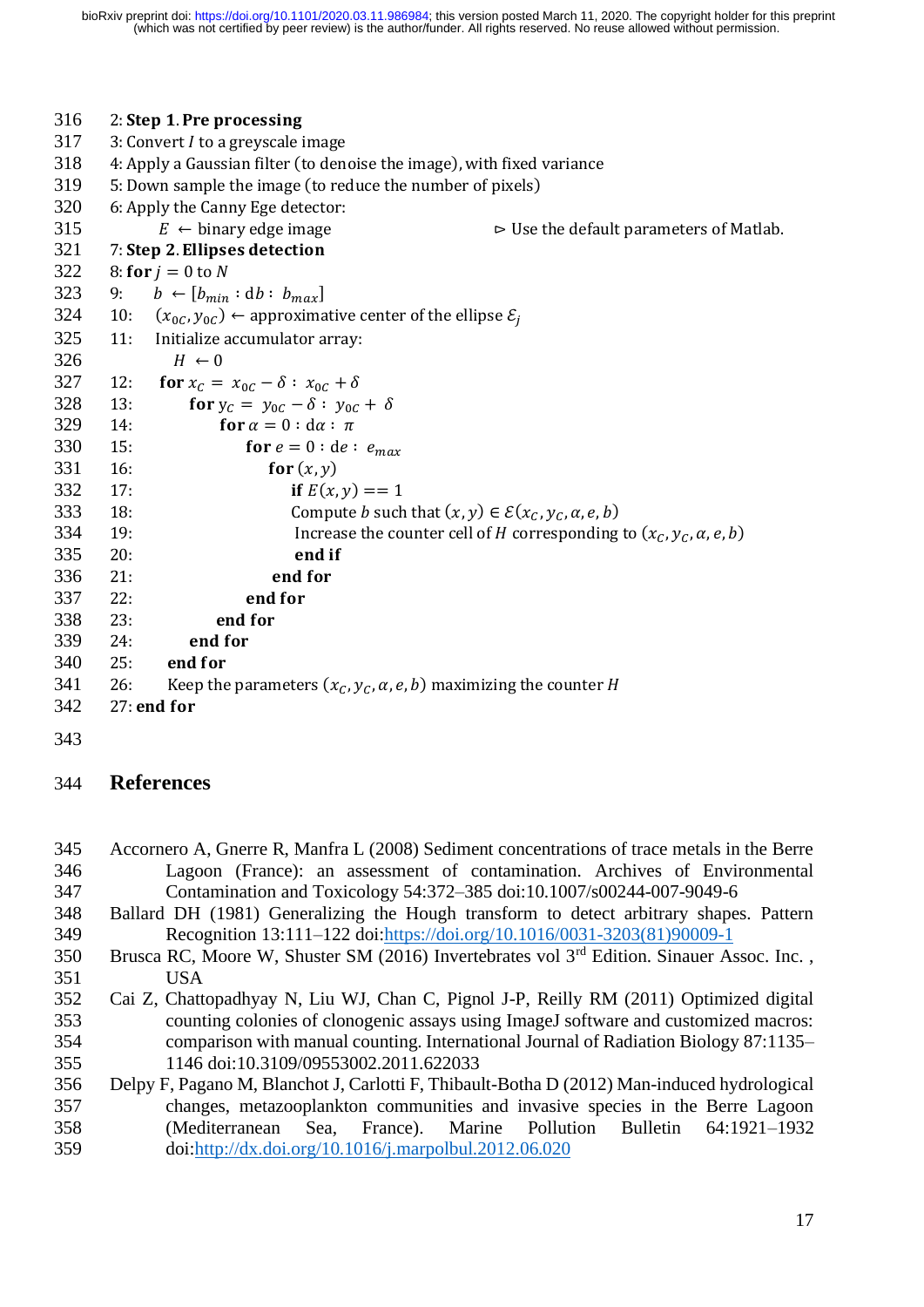2: **Step 1. Pre processing**
3: Convert $I$ to a greyscale image
4: Apply a Gaussian filter (to denoise the image), with fixed variance
5: Down sample the image (to reduce the number of pixels)
6: Apply the Canny Ege detector:
    $E \leftarrow$ binary edge image ⊳ Use the default parameters of Matlab.
7: **Step 2. Ellipses detection**
8: **for** $j = 0$ to $N$
9: $b \leftarrow [b_{min} : \mathrm{d}b : b_{max}]$
10: $(x_{0C}, y_{0C}) \leftarrow$ approximative center of the ellipse $\mathcal{E}_j$
11: Initialize accumulator array:
    $H \leftarrow 0$
12: **for** $x_C = x_{0C} - \delta : x_{0C} + \delta$
13: **for** $y_C = y_{0C} - \delta : y_{0C} + \delta$
14: **for** $\alpha = 0 : \mathrm{d}\alpha : \pi$
15: **for** $e = 0 : \mathrm{d}e : e_{max}$
16: **for** $(x, y)$
17: **if** $E(x, y) == 1$
18: Compute $b$ such that $(x, y) \in \mathcal{E}(x_C, y_C, \alpha, e, b)$
19: Increase the counter cell of $H$ corresponding to $(x_C, y_C, \alpha, e, b)$
20: **end if**
21: **end for**
22: **end for**
23: **end for**
24: **end for**
25: **end for**
26: Keep the parameters $(x_C, y_C, \alpha, e, b)$ maximizing the counter $H$
27: **end for**

## References

Accornero A, Gnerre R, Manfra L (2008) Sediment concentrations of trace metals in the Berre Lagoon (France): an assessment of contamination. Archives of Environmental Contamination and Toxicology 54:372–385 doi:10.1007/s00244-007-9049-6

Ballard DH (1981) Generalizing the Hough transform to detect arbitrary shapes. Pattern Recognition 13:111–122 doi:https://doi.org/10.1016/0031-3203(81)90009-1

Brusca RC, Moore W, Shuster SM (2016) Invertebrates vol 3rd Edition. Sinauer Assoc. Inc. , USA

Cai Z, Chattopadhyay N, Liu WJ, Chan C, Pignol J-P, Reilly RM (2011) Optimized digital counting colonies of clonogenic assays using ImageJ software and customized macros: comparison with manual counting. International Journal of Radiation Biology 87:1135–1146 doi:10.3109/09553002.2011.622033

Delpy F, Pagano M, Blanchot J, Carlotti F, Thibault-Botha D (2012) Man-induced hydrological changes, metazooplankton communities and invasive species in the Berre Lagoon (Mediterranean Sea, France). Marine Pollution Bulletin 64:1921–1932 doi:http://dx.doi.org/10.1016/j.marpolbul.2012.06.020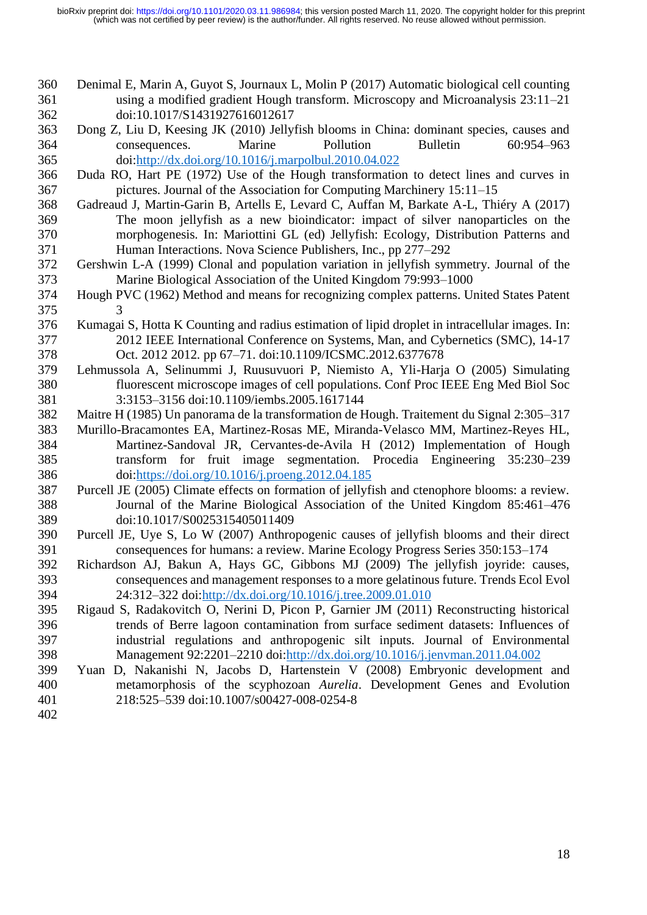Denimal E, Marin A, Guyot S, Journaux L, Molin P (2017) Automatic biological cell counting using a modified gradient Hough transform. Microscopy and Microanalysis 23:11–21 doi:10.1017/S1431927616012617

Dong Z, Liu D, Keesing JK (2010) Jellyfish blooms in China: dominant species, causes and consequences. Marine Pollution Bulletin 60:954–963 doi:http://dx.doi.org/10.1016/j.marpolbul.2010.04.022

Duda RO, Hart PE (1972) Use of the Hough transformation to detect lines and curves in pictures. Journal of the Association for Computing Marchinery 15:11–15

Gadreaud J, Martin-Garin B, Artells E, Levard C, Auffan M, Barkate A-L, Thiéry A (2017) The moon jellyfish as a new bioindicator: impact of silver nanoparticles on the morphogenesis. In: Mariottini GL (ed) Jellyfish: Ecology, Distribution Patterns and Human Interactions. Nova Science Publishers, Inc., pp 277–292

Gershwin L-A (1999) Clonal and population variation in jellyfish symmetry. Journal of the Marine Biological Association of the United Kingdom 79:993–1000

Hough PVC (1962) Method and means for recognizing complex patterns. United States Patent 3

Kumagai S, Hotta K Counting and radius estimation of lipid droplet in intracellular images. In: 2012 IEEE International Conference on Systems, Man, and Cybernetics (SMC), 14-17 Oct. 2012 2012. pp 67–71. doi:10.1109/ICSMC.2012.6377678

Lehmussola A, Selinummi J, Ruusuvuori P, Niemisto A, Yli-Harja O (2005) Simulating fluorescent microscope images of cell populations. Conf Proc IEEE Eng Med Biol Soc 3:3153–3156 doi:10.1109/iembs.2005.1617144

Maitre H (1985) Un panorama de la transformation de Hough. Traitement du Signal 2:305–317

Murillo-Bracamontes EA, Martinez-Rosas ME, Miranda-Velasco MM, Martinez-Reyes HL, Martinez-Sandoval JR, Cervantes-de-Avila H (2012) Implementation of Hough transform for fruit image segmentation. Procedia Engineering 35:230–239 doi:https://doi.org/10.1016/j.proeng.2012.04.185

Purcell JE (2005) Climate effects on formation of jellyfish and ctenophore blooms: a review. Journal of the Marine Biological Association of the United Kingdom 85:461–476 doi:10.1017/S0025315405011409

Purcell JE, Uye S, Lo W (2007) Anthropogenic causes of jellyfish blooms and their direct consequences for humans: a review. Marine Ecology Progress Series 350:153–174

Richardson AJ, Bakun A, Hays GC, Gibbons MJ (2009) The jellyfish joyride: causes, consequences and management responses to a more gelatinous future. Trends Ecol Evol 24:312–322 doi:http://dx.doi.org/10.1016/j.tree.2009.01.010

Rigaud S, Radakovitch O, Nerini D, Picon P, Garnier JM (2011) Reconstructing historical trends of Berre lagoon contamination from surface sediment datasets: Influences of industrial regulations and anthropogenic silt inputs. Journal of Environmental Management 92:2201–2210 doi:http://dx.doi.org/10.1016/j.jenvman.2011.04.002

Yuan D, Nakanishi N, Jacobs D, Hartenstein V (2008) Embryonic development and metamorphosis of the scyphozoan *Aurelia*. Development Genes and Evolution 218:525–539 doi:10.1007/s00427-008-0254-8